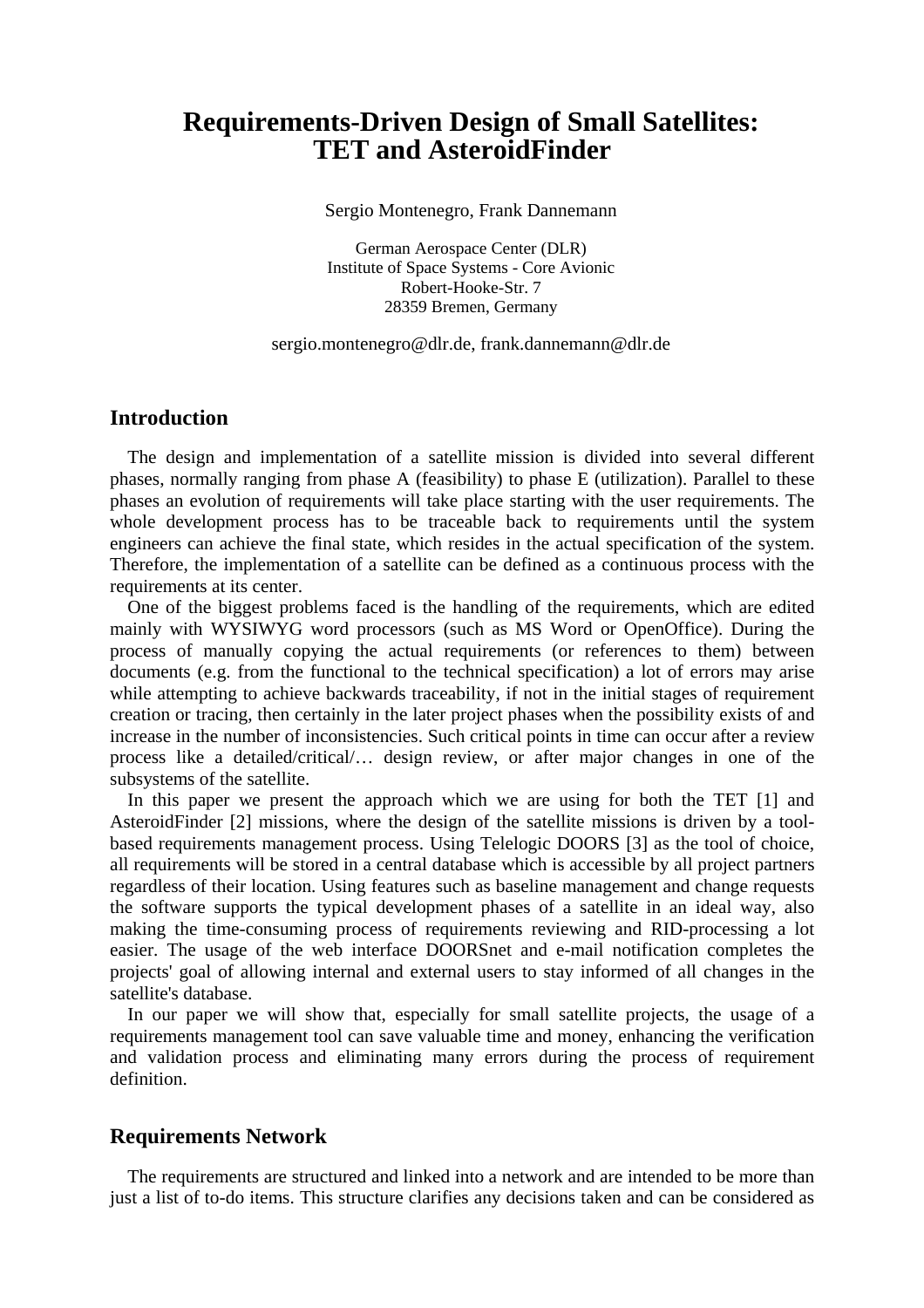# Requirements-Driven Design of Small Satellites: TET and AsteroidFinder

Sergio Montenegro, Frank Dannemann

German Aerospace Center (DLR)
Institute of Space Systems - Core Avionic
Robert-Hooke-Str. 7
28359 Bremen, Germany

sergio.montenegro@dlr.de, frank.dannemann@dlr.de

## Introduction

The design and implementation of a satellite mission is divided into several different phases, normally ranging from phase A (feasibility) to phase E (utilization). Parallel to these phases an evolution of requirements will take place starting with the user requirements. The whole development process has to be traceable back to requirements until the system engineers can achieve the final state, which resides in the actual specification of the system. Therefore, the implementation of a satellite can be defined as a continuous process with the requirements at its center.

One of the biggest problems faced is the handling of the requirements, which are edited mainly with WYSIWYG word processors (such as MS Word or OpenOffice). During the process of manually copying the actual requirements (or references to them) between documents (e.g. from the functional to the technical specification) a lot of errors may arise while attempting to achieve backwards traceability, if not in the initial stages of requirement creation or tracing, then certainly in the later project phases when the possibility exists of and increase in the number of inconsistencies. Such critical points in time can occur after a review process like a detailed/critical/… design review, or after major changes in one of the subsystems of the satellite.

In this paper we present the approach which we are using for both the TET [1] and AsteroidFinder [2] missions, where the design of the satellite missions is driven by a tool-based requirements management process. Using Telelogic DOORS [3] as the tool of choice, all requirements will be stored in a central database which is accessible by all project partners regardless of their location. Using features such as baseline management and change requests the software supports the typical development phases of a satellite in an ideal way, also making the time-consuming process of requirements reviewing and RID-processing a lot easier. The usage of the web interface DOORSnet and e-mail notification completes the projects' goal of allowing internal and external users to stay informed of all changes in the satellite's database.

In our paper we will show that, especially for small satellite projects, the usage of a requirements management tool can save valuable time and money, enhancing the verification and validation process and eliminating many errors during the process of requirement definition.

## Requirements Network

The requirements are structured and linked into a network and are intended to be more than just a list of to-do items. This structure clarifies any decisions taken and can be considered as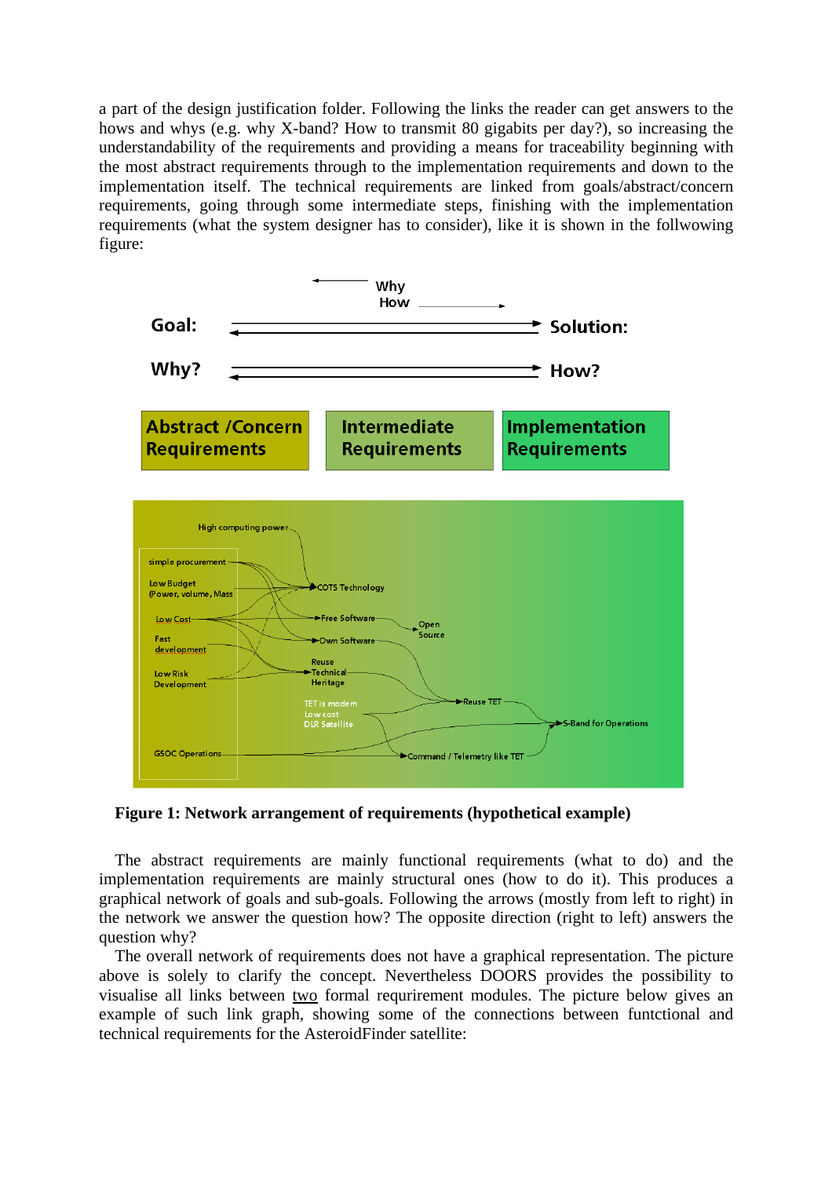a part of the design justification folder. Following the links the reader can get answers to the hows and whys (e.g. why X-band? How to transmit 80 gigabits per day?), so increasing the understandability of the requirements and providing a means for traceability beginning with the most abstract requirements through to the implementation requirements and down to the implementation itself. The technical requirements are linked from goals/abstract/concern requirements, going through some intermediate steps, finishing with the implementation requirements (what the system designer has to consider), like it is shown in the follwowing figure:

**Figure 1: Network arrangement of requirements (hypothetical example)**

The abstract requirements are mainly functional requirements (what to do) and the implementation requirements are mainly structural ones (how to do it). This produces a graphical network of goals and sub-goals. Following the arrows (mostly from left to right) in the network we answer the question how? The opposite direction (right to left) answers the question why?

The overall network of requirements does not have a graphical representation. The picture above is solely to clarify the concept. Nevertheless DOORS provides the possibility to visualise all links between two formal requirement modules. The picture below gives an example of such link graph, showing some of the connections between funtctional and technical requirements for the AsteroidFinder satellite: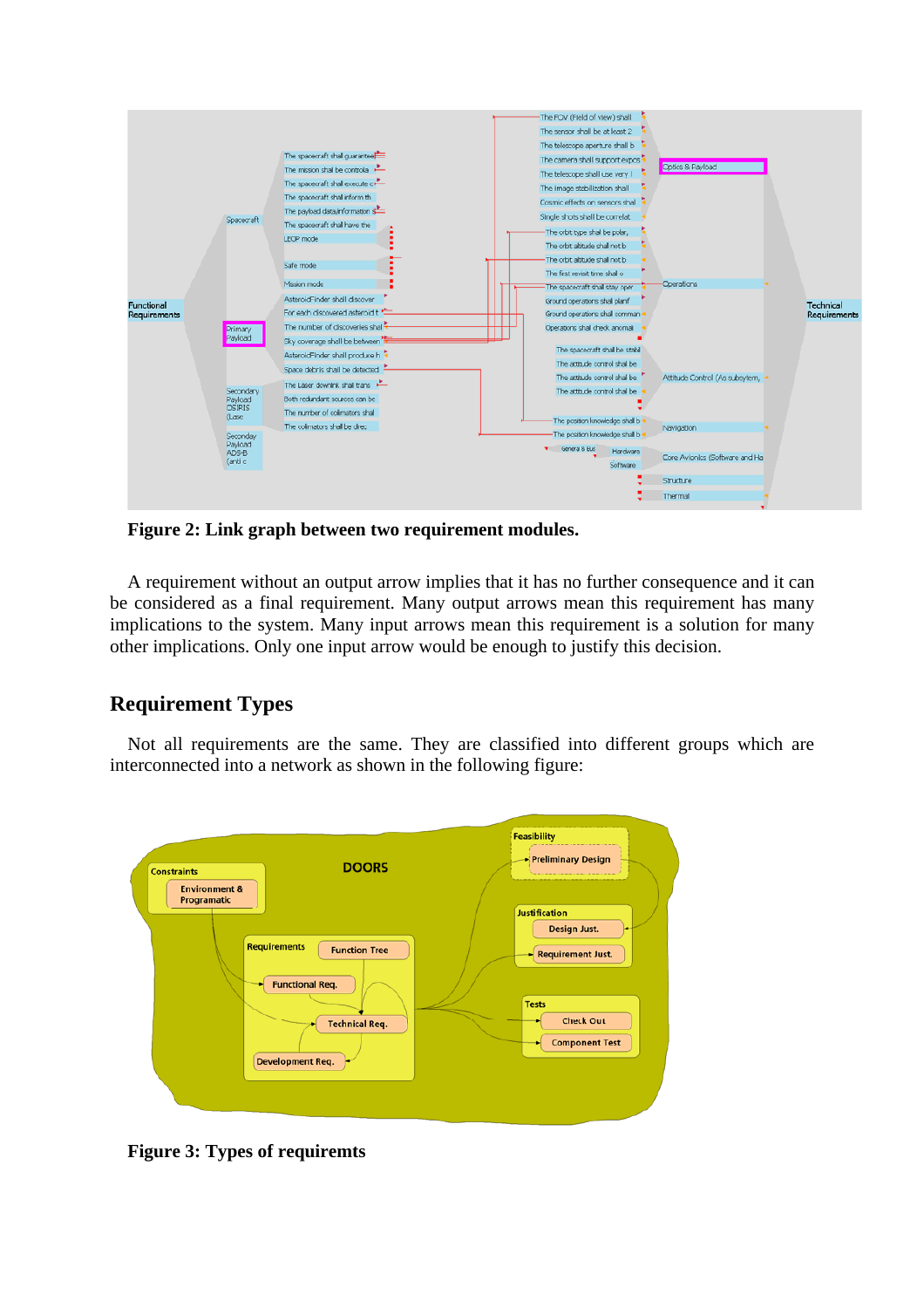**Figure 2: Link graph between two requirement modules.**

A requirement without an output arrow implies that it has no further consequence and it can be considered as a final requirement. Many output arrows mean this requirement has many implications to the system. Many input arrows mean this requirement is a solution for many other implications. Only one input arrow would be enough to justify this decision.

## Requirement Types

Not all requirements are the same. They are classified into different groups which are interconnected into a network as shown in the following figure:

**Figure 3: Types of requiremts**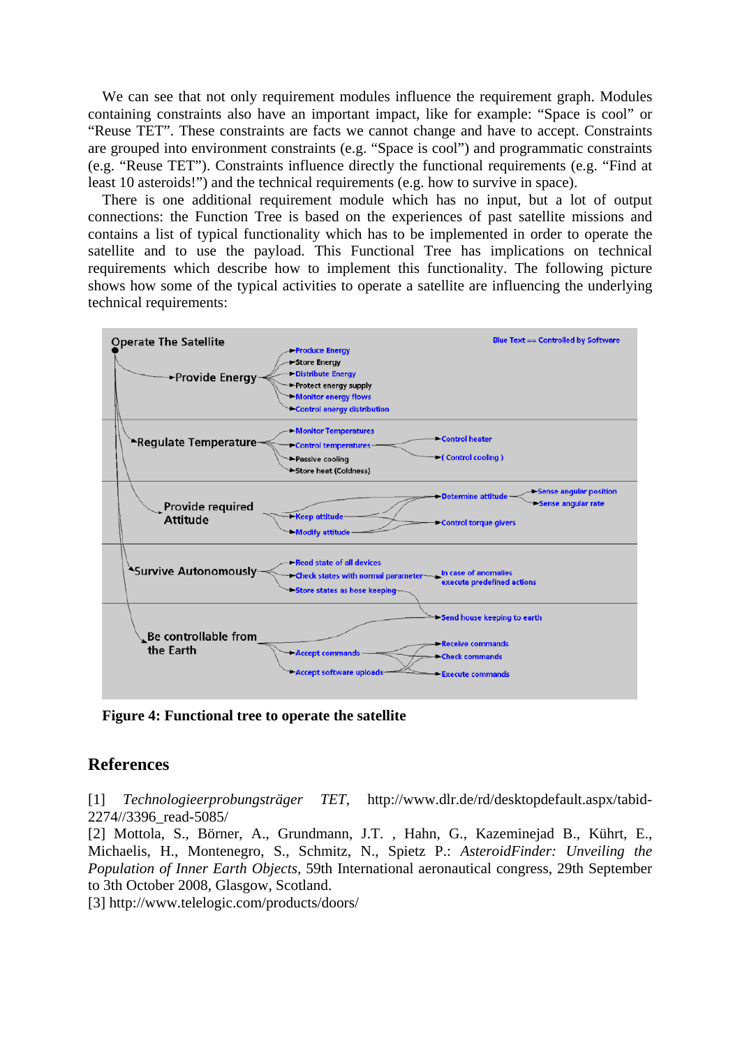We can see that not only requirement modules influence the requirement graph. Modules containing constraints also have an important impact, like for example: “Space is cool” or “Reuse TET”. These constraints are facts we cannot change and have to accept. Constraints are grouped into environment constraints (e.g. “Space is cool”) and programmatic constraints (e.g. “Reuse TET”). Constraints influence directly the functional requirements (e.g. “Find at least 10 asteroids!”) and the technical requirements (e.g. how to survive in space).

There is one additional requirement module which has no input, but a lot of output connections: the Function Tree is based on the experiences of past satellite missions and contains a list of typical functionality which has to be implemented in order to operate the satellite and to use the payload. This Functional Tree has implications on technical requirements which describe how to implement this functionality. The following picture shows how some of the typical activities to operate a satellite are influencing the underlying technical requirements:

Operate The Satellite

Blue Text == Controlled by Software

Provide Energy

Produce Energy

Store Energy

Distribute Energy

Protect energy supply

Monitor energy flows

Control energy distribution

Regulate Temperature

Monitor Temperatures

Control temperatures

Passive cooling

Store heat (Coldness)

Control heater

( Control cooling )

Provide required Attitude

Keep attitude

Modify attitude

Determine attitude

Sense angular position

Sense angular rate

Control torque givers

Survive Autonomously

Read state of all devices

Check states with normal parameter

Store states as hose keeping

In case of anomalies execute predefined actions

Be controllable from the Earth

Send house keeping to earth

Accept commands

Accept software uploads

Receive commands

Check commands

Execute commands

**Figure 4: Functional tree to operate the satellite**

## References

[1] *Technologieerprobungsträger TET*, http://www.dlr.de/rd/desktopdefault.aspx/tabid-2274//3396_read-5085/

[2] Mottola, S., Börner, A., Grundmann, J.T. , Hahn, G., Kazeminejad B., Kührt, E., Michaelis, H., Montenegro, S., Schmitz, N., Spietz P.: *AsteroidFinder: Unveiling the Population of Inner Earth Objects*, 59th International aeronautical congress, 29th September to 3th October 2008, Glasgow, Scotland.

[3] http://www.telelogic.com/products/doors/